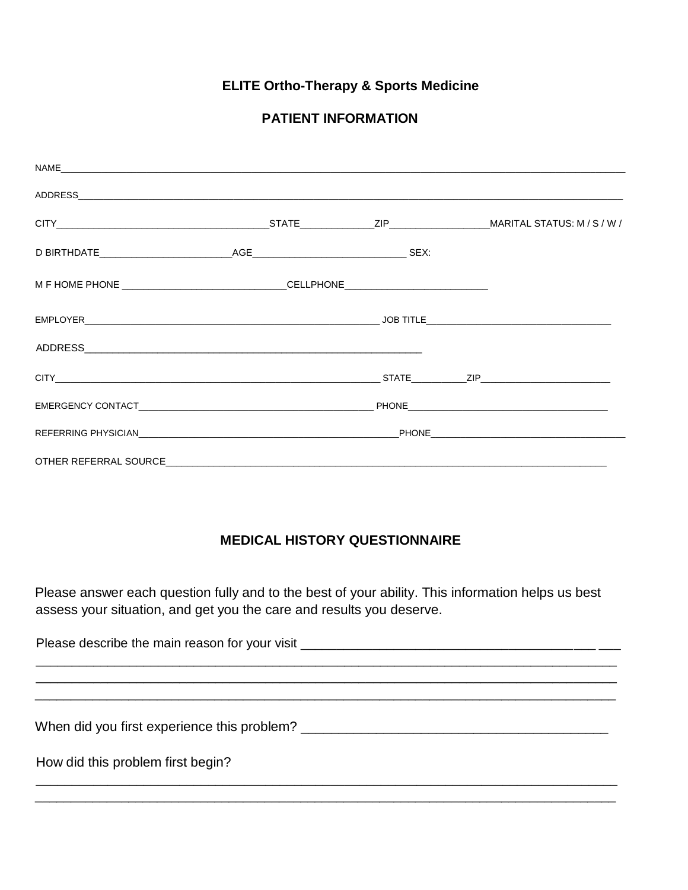## ELITE Ortho-Therapy & Sports Medicine

## PATIENT INFORMATION

NAME_______________________________________________________________________________________________________________

ADDRESS____________________________________________________________________________________________________________

CITY_________________________________________STATE______________ZIP___________________MARITAL STATUS: M / S / W /

D BIRTHDATE__________________________AGE______________________________ SEX:

M F HOME PHONE ________________________________CELLPHONE___________________________

EMPLOYER_________________________________________________________ JOB TITLE____________________________________

ADDRESS_________________________________________________________________

CITY_____________________________________________________________ STATE___________ZIP__________________________

EMERGENCY CONTACT______________________________________________ PHONE_________________________________________

REFERRING PHYSICIAN___________________________________________________PHONE_________________________________________

OTHER REFERRAL SOURCE______________________________________________________________________________________

## MEDICAL HISTORY QUESTIONNAIRE

Please answer each question fully and to the best of your ability. This information helps us best assess your situation, and get you the care and results you deserve.

Please describe the main reason for your visit ____________________________________________ ___
_______________________________________________________________________________________
_______________________________________________________________________________________
_______________________________________________________________________________________

When did you first experience this problem? __________________________________________

How did this problem first begin?
_______________________________________________________________________________________
_______________________________________________________________________________________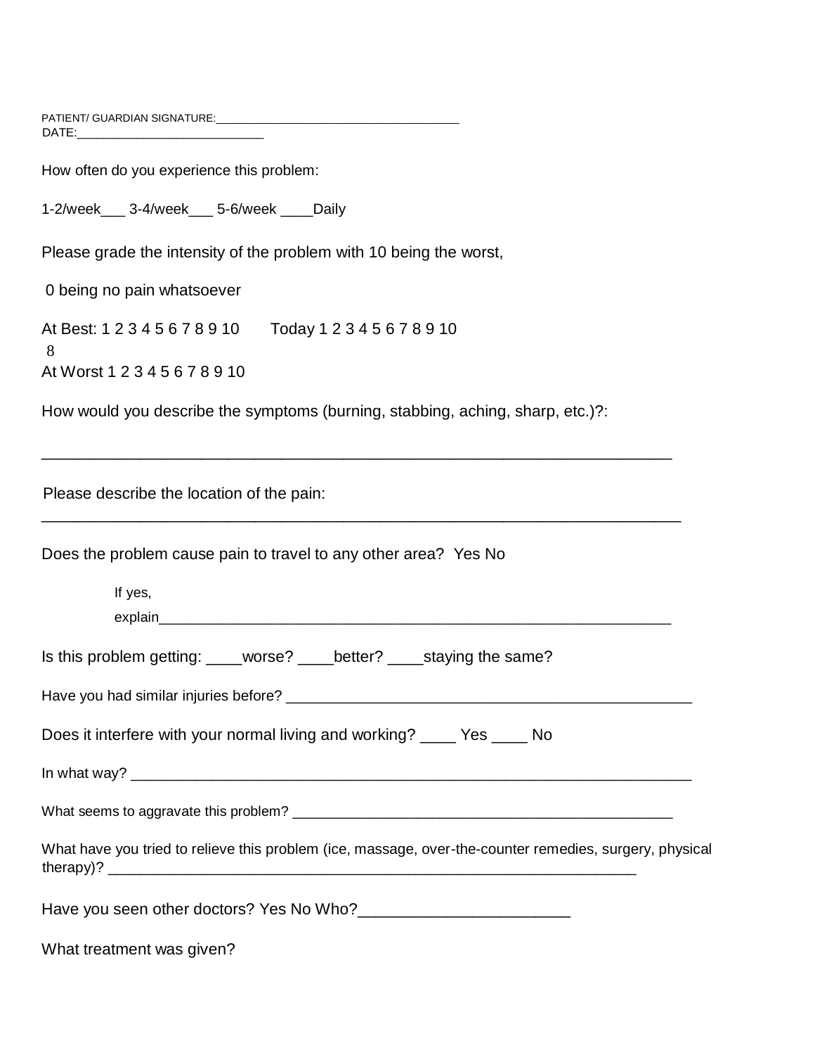PATIENT/ GUARDIAN SIGNATURE:_____________________________________
DATE:____________________________

How often do you experience this problem:

1-2/week___ 3-4/week___ 5-6/week ____Daily

Please grade the intensity of the problem with 10 being the worst,

0 being no pain whatsoever

At Best: 1 2 3 4 5 6 7 8 9 10 Today 1 2 3 4 5 6 7 8 9 10
8
At Worst 1 2 3 4 5 6 7 8 9 10

How would you describe the symptoms (burning, stabbing, aching, sharp, etc.)?:

_____________________________________________________________________________

Please describe the location of the pain:
_____________________________________________________________________________

Does the problem cause pain to travel to any other area? Yes No

If yes,
explain_____________________________________________________________________

Is this problem getting: ____worse? ____better? ____staying the same?

Have you had similar injuries before? ____________________________________________________

Does it interfere with your normal living and working? ____ Yes ____ No

In what way? _______________________________________________________________________

What seems to aggravate this problem? __________________________________________________

What have you tried to relieve this problem (ice, massage, over-the-counter remedies, surgery, physical therapy)? ____________________________________________________________________

Have you seen other doctors? Yes No Who?________________________

What treatment was given?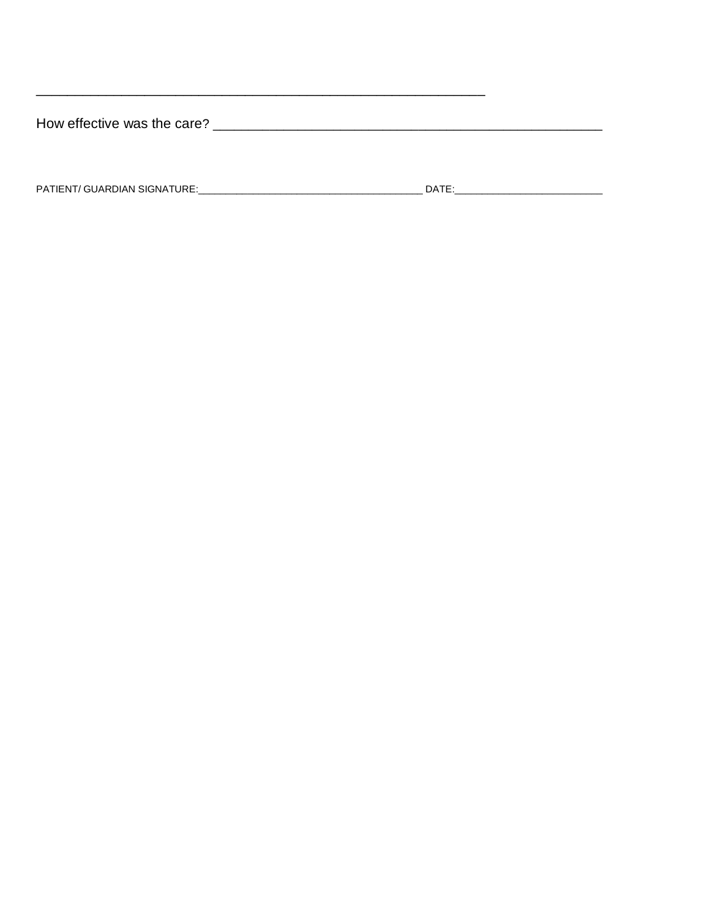_____________________________________________________________

How effective was the care? ____________________________________________________

PATIENT/ GUARDIAN SIGNATURE:_________________________________________ DATE:___________________________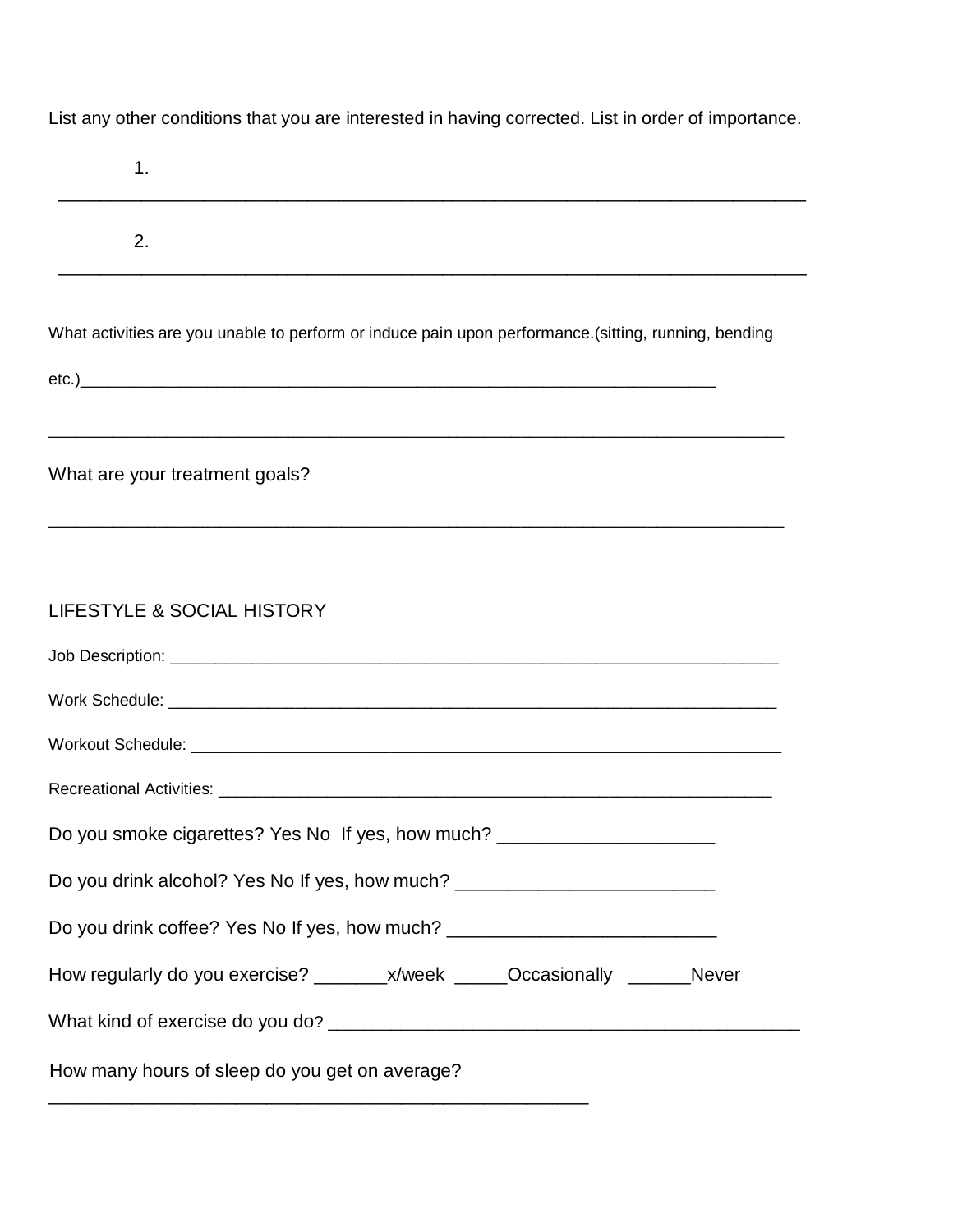List any other conditions that you are interested in having corrected. List in order of importance.

1. ___________________________________________________________________________

2. ___________________________________________________________________________

What activities are you unable to perform or induce pain upon performance.(sitting, running, bending etc.)______________________________________________________________________

___________________________________________________________________________

What are your treatment goals?

___________________________________________________________________________

## LIFESTYLE & SOCIAL HISTORY

Job Description: ___________________________________________________________________

Work Schedule: ____________________________________________________________________

Workout Schedule: _________________________________________________________________

Recreational Activities: _____________________________________________________________

Do you smoke cigarettes? Yes No If yes, how much? ____________________

Do you drink alcohol? Yes No If yes, how much? ________________________

Do you drink coffee? Yes No If yes, how much? _________________________

How regularly do you exercise? _______x/week _____Occasionally ______Never

What kind of exercise do you do? _______________________________________________

How many hours of sleep do you get on average? ______________________________________________________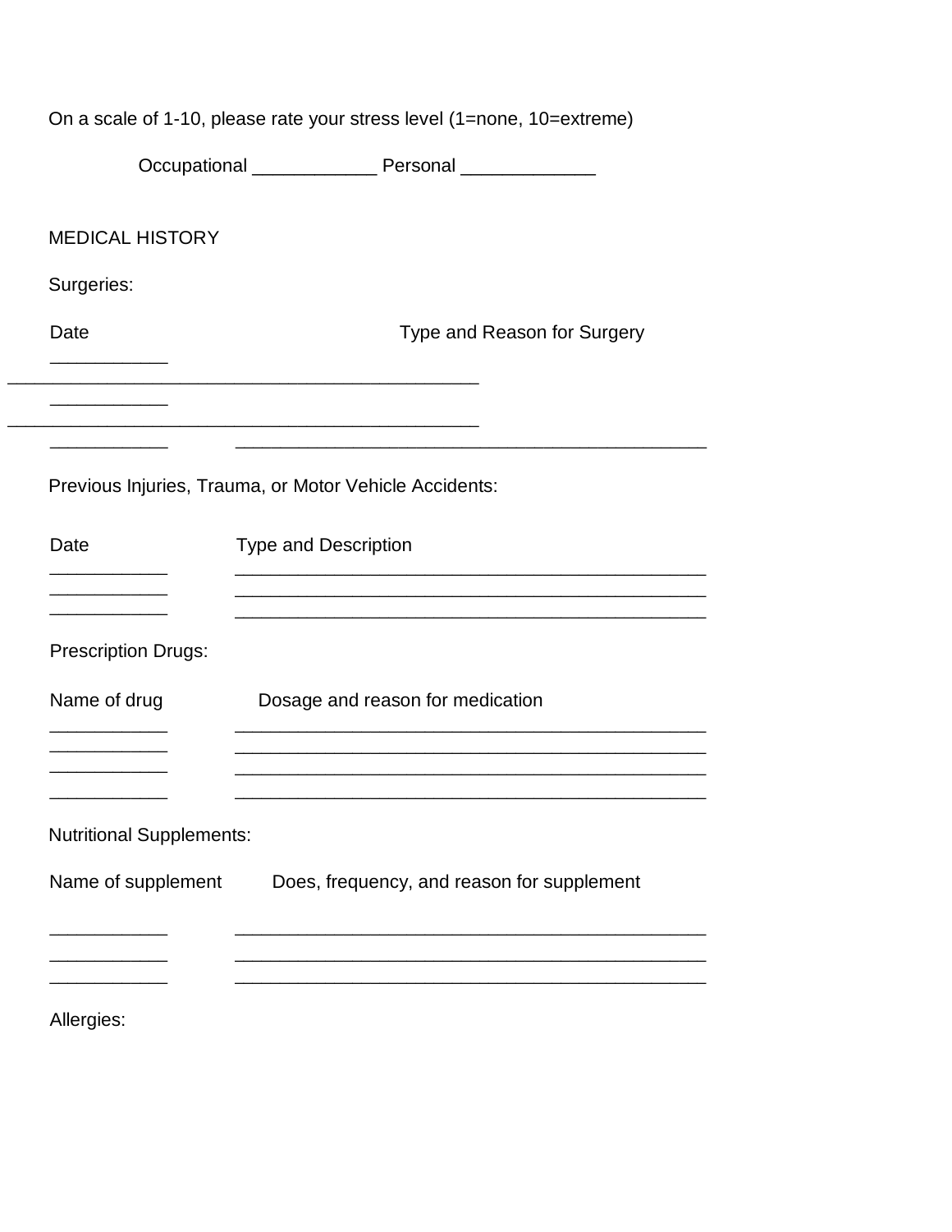On a scale of 1-10, please rate your stress level (1=none, 10=extreme)

Occupational ____________ Personal _____________

## MEDICAL HISTORY

Surgeries:

| Date | Type and Reason for Surgery |
| --- | --- |
| ___________ | ________________________________________________ |
| ___________ | ________________________________________________ |
| ___________ | ________________________________________________ |

Previous Injuries, Trauma, or Motor Vehicle Accidents:

| Date | Type and Description |
| --- | --- |
| ___________ | ________________________________________________ |
| ___________ | ________________________________________________ |
| ___________ | ________________________________________________ |

Prescription Drugs:

| Name of drug | Dosage and reason for medication |
| --- | --- |
| ___________ | ________________________________________________ |
| ___________ | ________________________________________________ |
| ___________ | ________________________________________________ |
| ___________ | ________________________________________________ |

Nutritional Supplements:

| Name of supplement | Does, frequency, and reason for supplement |
| --- | --- |
| ___________ | ________________________________________________ |
| ___________ | ________________________________________________ |
| ___________ | ________________________________________________ |

Allergies: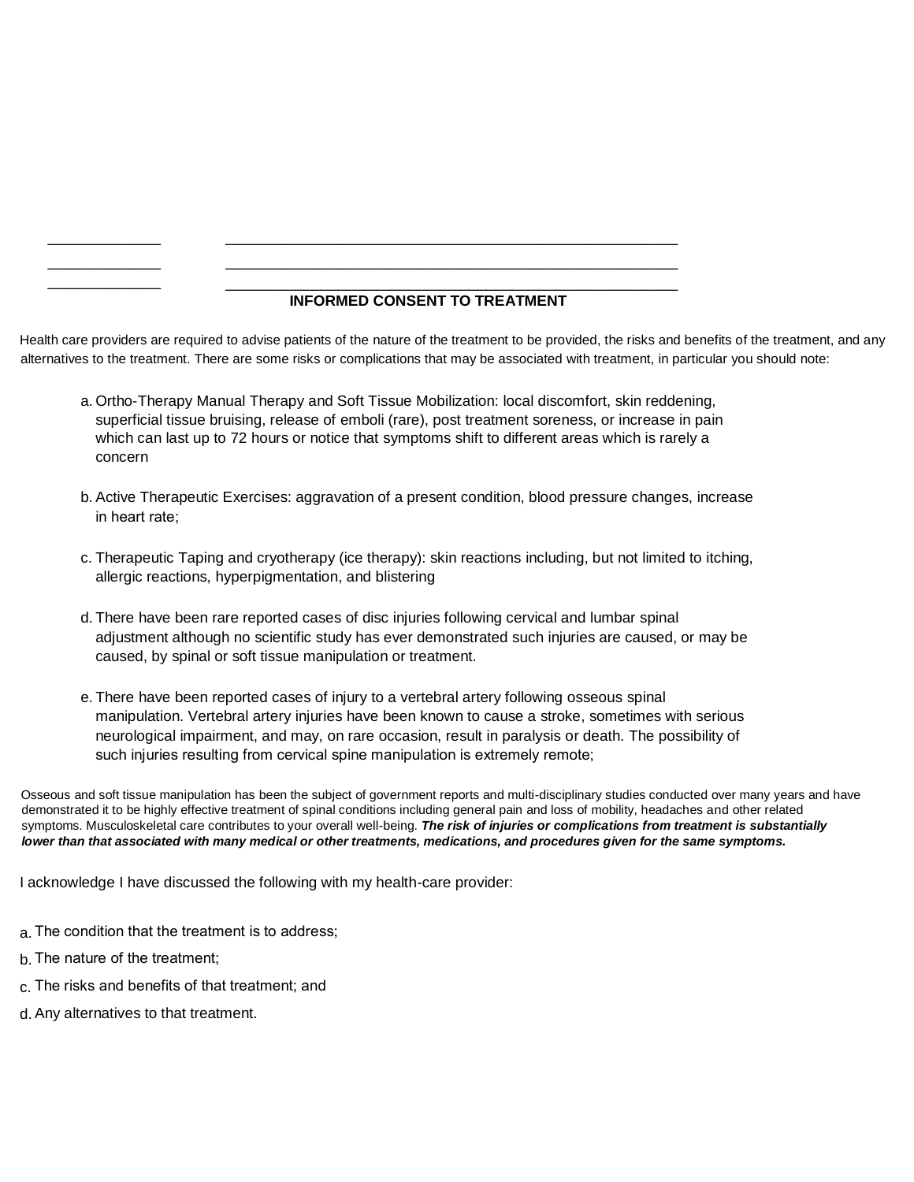_____________ ____________________________________________________

_____________ ____________________________________________________

_____________ ____________________________________________________

**INFORMED CONSENT TO TREATMENT**

Health care providers are required to advise patients of the nature of the treatment to be provided, the risks and benefits of the treatment, and any alternatives to the treatment. There are some risks or complications that may be associated with treatment, in particular you should note:

a. Ortho-Therapy Manual Therapy and Soft Tissue Mobilization: local discomfort, skin reddening, superficial tissue bruising, release of emboli (rare), post treatment soreness, or increase in pain which can last up to 72 hours or notice that symptoms shift to different areas which is rarely a concern

b. Active Therapeutic Exercises: aggravation of a present condition, blood pressure changes, increase in heart rate;

c. Therapeutic Taping and cryotherapy (ice therapy): skin reactions including, but not limited to itching, allergic reactions, hyperpigmentation, and blistering

d. There have been rare reported cases of disc injuries following cervical and lumbar spinal adjustment although no scientific study has ever demonstrated such injuries are caused, or may be caused, by spinal or soft tissue manipulation or treatment.

e. There have been reported cases of injury to a vertebral artery following osseous spinal manipulation. Vertebral artery injuries have been known to cause a stroke, sometimes with serious neurological impairment, and may, on rare occasion, result in paralysis or death. The possibility of such injuries resulting from cervical spine manipulation is extremely remote;

Osseous and soft tissue manipulation has been the subject of government reports and multi-disciplinary studies conducted over many years and have demonstrated it to be highly effective treatment of spinal conditions including general pain and loss of mobility, headaches and other related symptoms. Musculoskeletal care contributes to your overall well-being. ***The risk of injuries or complications from treatment is substantially lower than that associated with many medical or other treatments, medications, and procedures given for the same symptoms.***

I acknowledge I have discussed the following with my health-care provider:

a. The condition that the treatment is to address;

b. The nature of the treatment;

c. The risks and benefits of that treatment; and

d. Any alternatives to that treatment.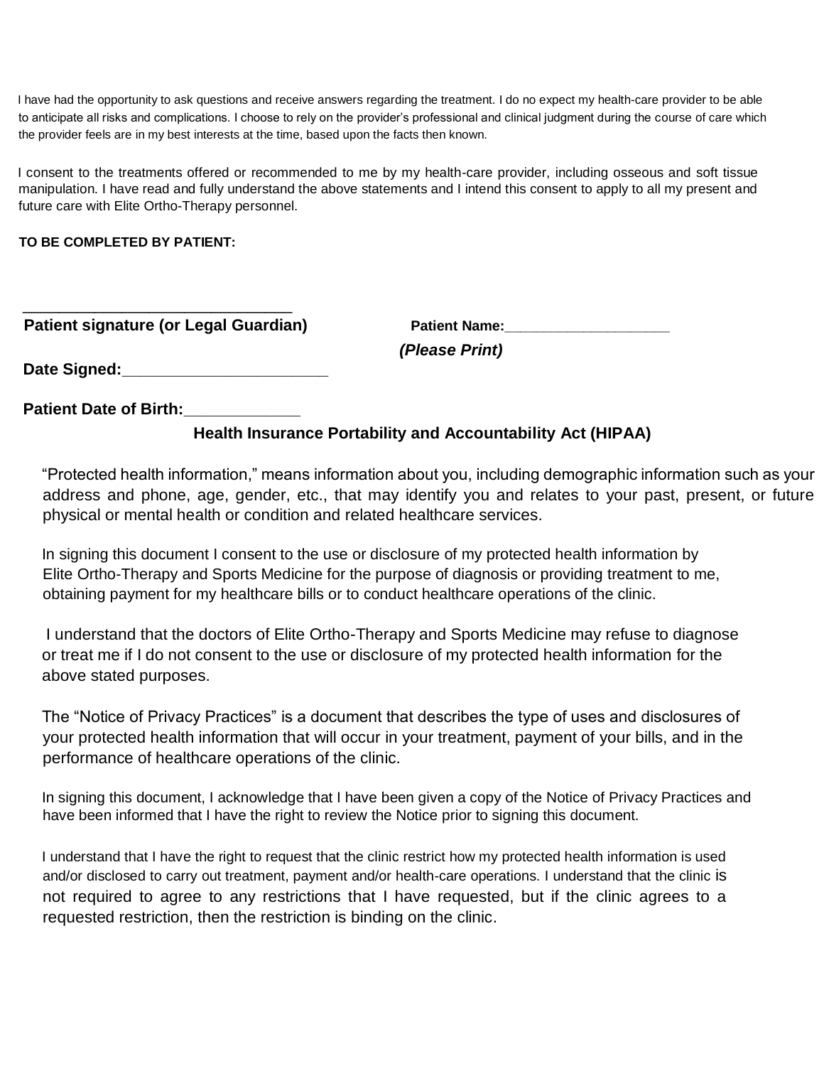I have had the opportunity to ask questions and receive answers regarding the treatment. I do no expect my health-care provider to be able to anticipate all risks and complications. I choose to rely on the provider's professional and clinical judgment during the course of care which the provider feels are in my best interests at the time, based upon the facts then known.

I consent to the treatments offered or recommended to me by my health-care provider, including osseous and soft tissue manipulation. I have read and fully understand the above statements and I intend this consent to apply to all my present and future care with Elite Ortho-Therapy personnel.

**TO BE COMPLETED BY PATIENT:**

_______________________________
**Patient signature (or Legal Guardian)**

**Patient Name:**____________________
***(Please Print)***

**Date Signed:**_______________________

**Patient Date of Birth:**____________

**Health Insurance Portability and Accountability Act (HIPAA)**

"Protected health information," means information about you, including demographic information such as your address and phone, age, gender, etc., that may identify you and relates to your past, present, or future physical or mental health or condition and related healthcare services.

In signing this document I consent to the use or disclosure of my protected health information by Elite Ortho-Therapy and Sports Medicine for the purpose of diagnosis or providing treatment to me, obtaining payment for my healthcare bills or to conduct healthcare operations of the clinic.

I understand that the doctors of Elite Ortho-Therapy and Sports Medicine may refuse to diagnose or treat me if I do not consent to the use or disclosure of my protected health information for the above stated purposes.

The "Notice of Privacy Practices" is a document that describes the type of uses and disclosures of your protected health information that will occur in your treatment, payment of your bills, and in the performance of healthcare operations of the clinic.

In signing this document, I acknowledge that I have been given a copy of the Notice of Privacy Practices and have been informed that I have the right to review the Notice prior to signing this document.

I understand that I have the right to request that the clinic restrict how my protected health information is used and/or disclosed to carry out treatment, payment and/or health-care operations. I understand that the clinic is not required to agree to any restrictions that I have requested, but if the clinic agrees to a requested restriction, then the restriction is binding on the clinic.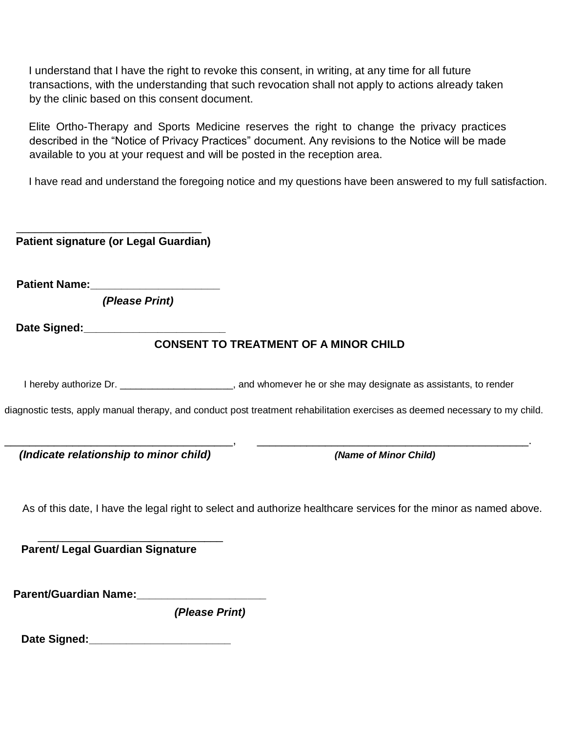I understand that I have the right to revoke this consent, in writing, at any time for all future transactions, with the understanding that such revocation shall not apply to actions already taken by the clinic based on this consent document.

Elite Ortho-Therapy and Sports Medicine reserves the right to change the privacy practices described in the "Notice of Privacy Practices" document. Any revisions to the Notice will be made available to you at your request and will be posted in the reception area.

I have read and understand the foregoing notice and my questions have been answered to my full satisfaction.

______________________________
**Patient signature (or Legal Guardian)**

**Patient Name:_____________________**
***(Please Print)***

**Date Signed:_______________________**

## CONSENT TO TREATMENT OF A MINOR CHILD

I hereby authorize Dr. _____________________, and whomever he or she may designate as assistants, to render diagnostic tests, apply manual therapy, and conduct post treatment rehabilitation exercises as deemed necessary to my child.

_____________________________________, ____________________________________________.
***(Indicate relationship to minor child)*** ***(Name of Minor Child)***

As of this date, I have the legal right to select and authorize healthcare services for the minor as named above.

______________________________
**Parent/ Legal Guardian Signature**

**Parent/Guardian Name:_____________________**
***(Please Print)***

**Date Signed:_______________________**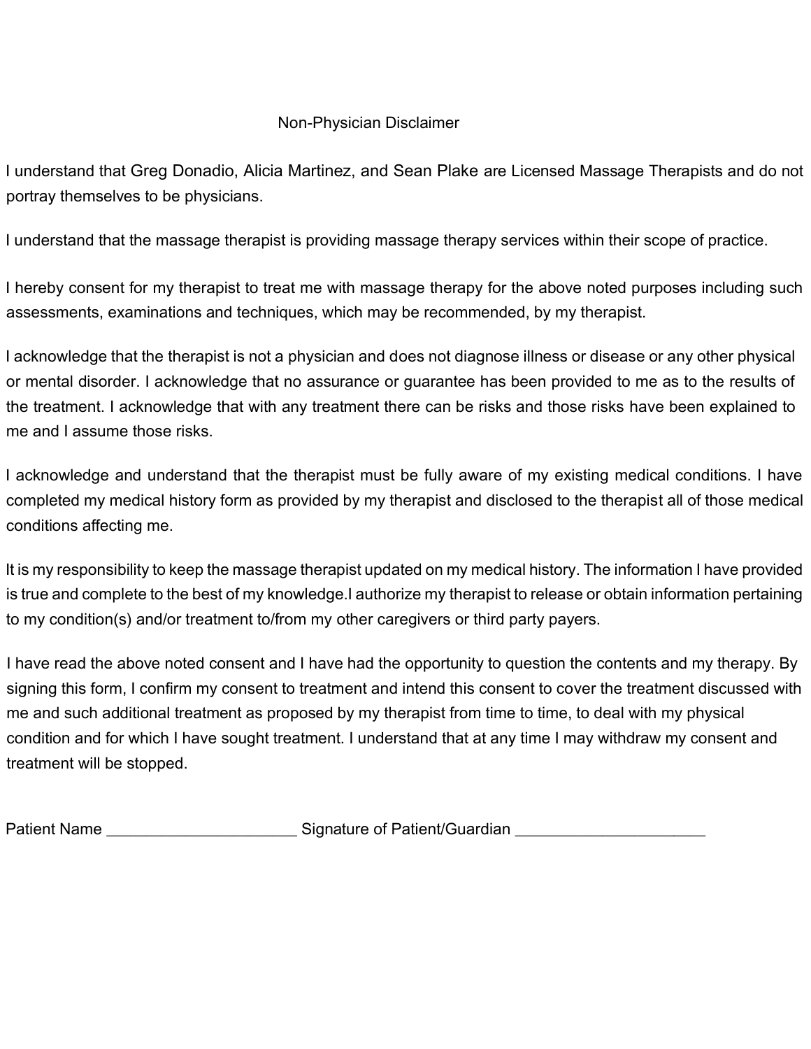# Non-Physician Disclaimer

I understand that Greg Donadio, Alicia Martinez, and Sean Plake are Licensed Massage Therapists and do not portray themselves to be physicians.

I understand that the massage therapist is providing massage therapy services within their scope of practice.

I hereby consent for my therapist to treat me with massage therapy for the above noted purposes including such assessments, examinations and techniques, which may be recommended, by my therapist.

I acknowledge that the therapist is not a physician and does not diagnose illness or disease or any other physical or mental disorder. I acknowledge that no assurance or guarantee has been provided to me as to the results of the treatment. I acknowledge that with any treatment there can be risks and those risks have been explained to me and I assume those risks.

I acknowledge and understand that the therapist must be fully aware of my existing medical conditions. I have completed my medical history form as provided by my therapist and disclosed to the therapist all of those medical conditions affecting me.

It is my responsibility to keep the massage therapist updated on my medical history. The information I have provided is true and complete to the best of my knowledge.I authorize my therapist to release or obtain information pertaining to my condition(s) and/or treatment to/from my other caregivers or third party payers.

I have read the above noted consent and I have had the opportunity to question the contents and my therapy. By signing this form, I confirm my consent to treatment and intend this consent to cover the treatment discussed with me and such additional treatment as proposed by my therapist from time to time, to deal with my physical condition and for which I have sought treatment. I understand that at any time I may withdraw my consent and treatment will be stopped.

Patient Name ______________________ Signature of Patient/Guardian ______________________